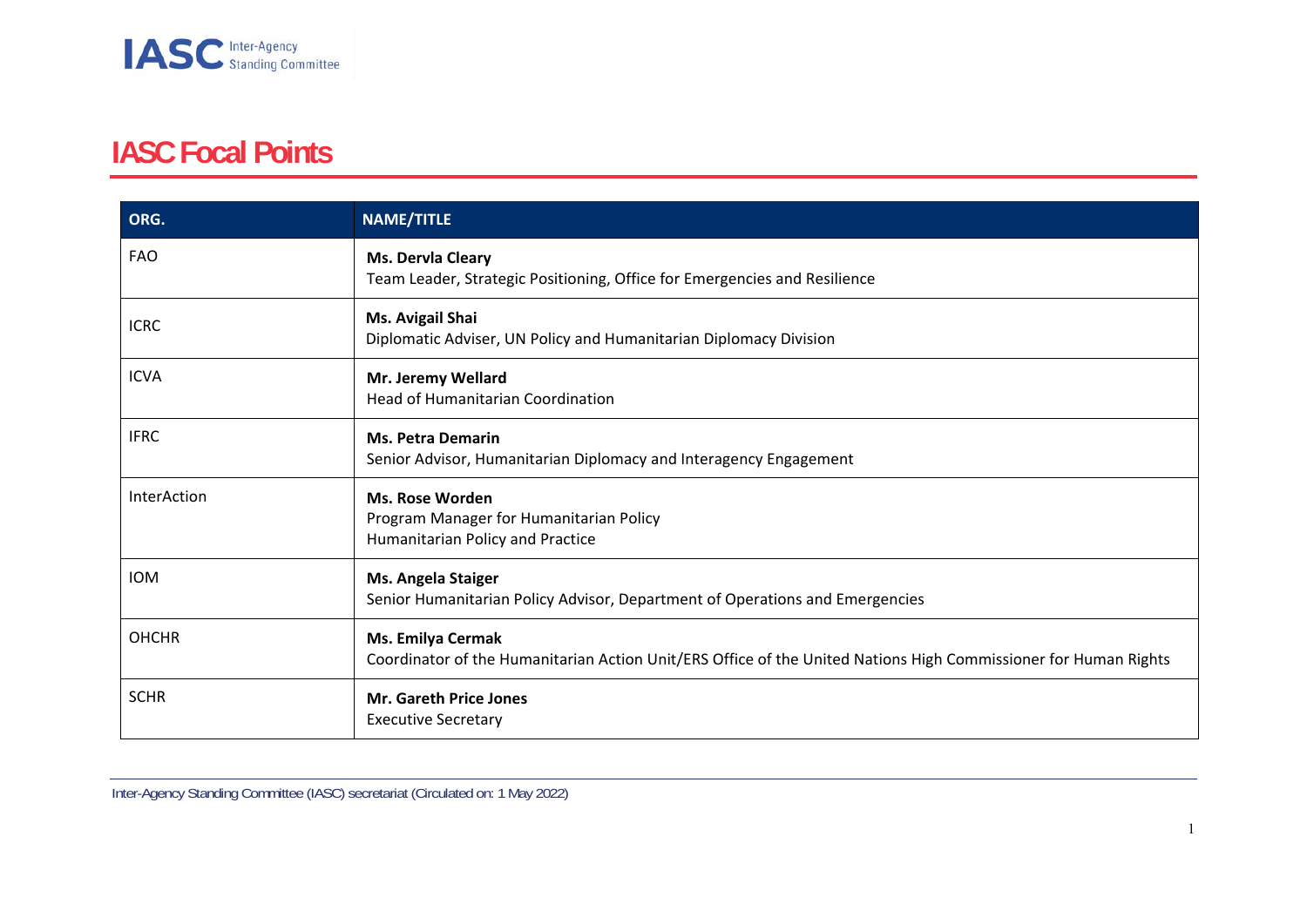# IASC Focal Points

| ORG. | NAME/TITLE |
|---|---|
| FAO | **Ms. Dervla Cleary**<br>Team Leader, Strategic Positioning, Office for Emergencies and Resilience |
| ICRC | **Ms. Avigail Shai**<br>Diplomatic Adviser, UN Policy and Humanitarian Diplomacy Division |
| ICVA | **Mr. Jeremy Wellard**<br>Head of Humanitarian Coordination |
| IFRC | **Ms. Petra Demarin**<br>Senior Advisor, Humanitarian Diplomacy and Interagency Engagement |
| InterAction | **Ms. Rose Worden**<br>Program Manager for Humanitarian Policy<br>Humanitarian Policy and Practice |
| IOM | **Ms. Angela Staiger**<br>Senior Humanitarian Policy Advisor, Department of Operations and Emergencies |
| OHCHR | **Ms. Emilya Cermak**<br>Coordinator of the Humanitarian Action Unit/ERS Office of the United Nations High Commissioner for Human Rights |
| SCHR | **Mr. Gareth Price Jones**<br>Executive Secretary |

Inter-Agency Standing Committee (IASC) secretariat (Circulated on: 1 May 2022)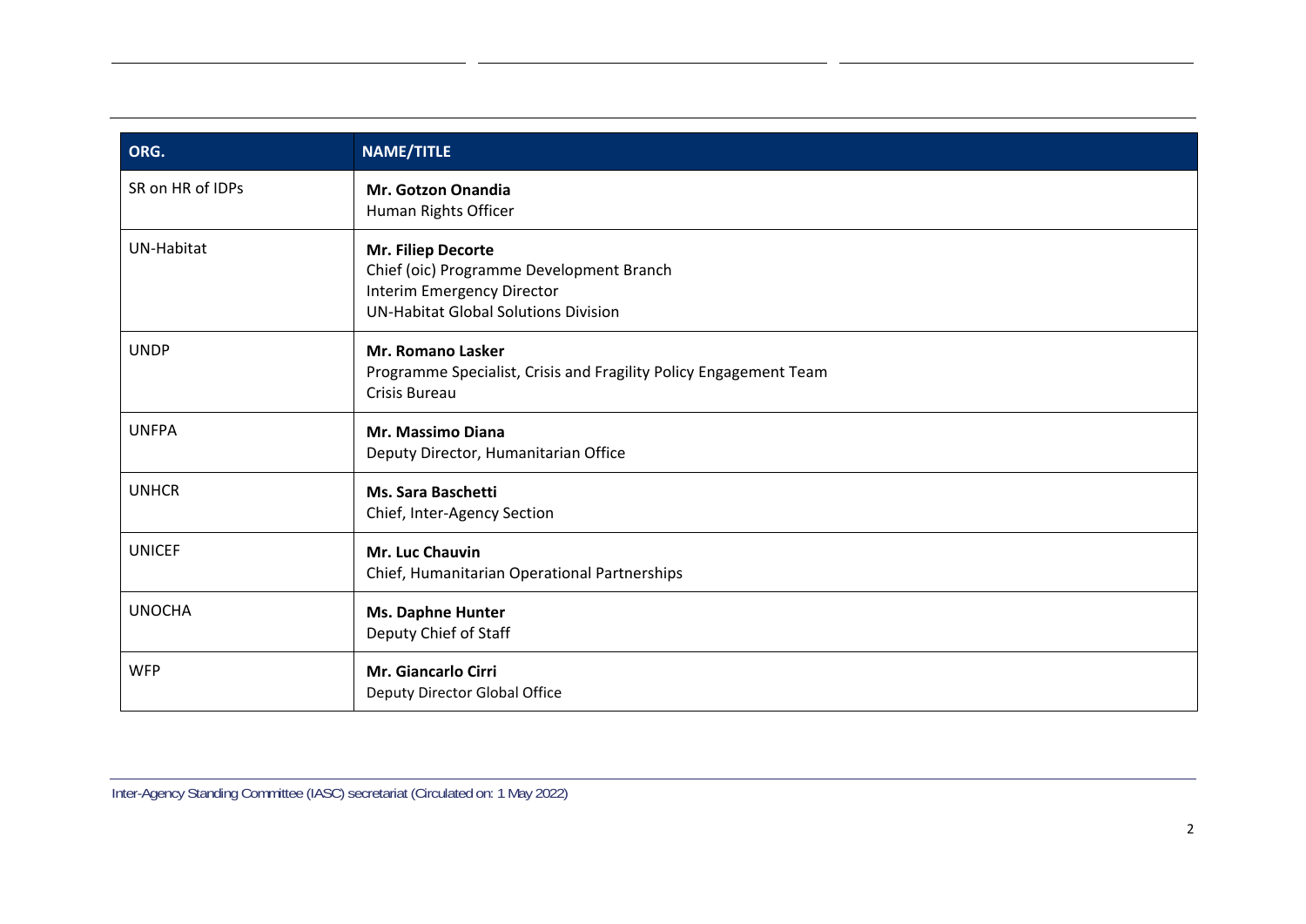| ORG. | NAME/TITLE |
| --- | --- |
| SR on HR of IDPs | **Mr. Gotzon Onandia**<br>Human Rights Officer |
| UN-Habitat | **Mr. Filiep Decorte**<br>Chief (oic) Programme Development Branch<br>Interim Emergency Director<br>UN-Habitat Global Solutions Division |
| UNDP | **Mr. Romano Lasker**<br>Programme Specialist, Crisis and Fragility Policy Engagement Team<br>Crisis Bureau |
| UNFPA | **Mr. Massimo Diana**<br>Deputy Director, Humanitarian Office |
| UNHCR | **Ms. Sara Baschetti**<br>Chief, Inter-Agency Section |
| UNICEF | **Mr. Luc Chauvin**<br>Chief, Humanitarian Operational Partnerships |
| UNOCHA | **Ms. Daphne Hunter**<br>Deputy Chief of Staff |
| WFP | **Mr. Giancarlo Cirri**<br>Deputy Director Global Office |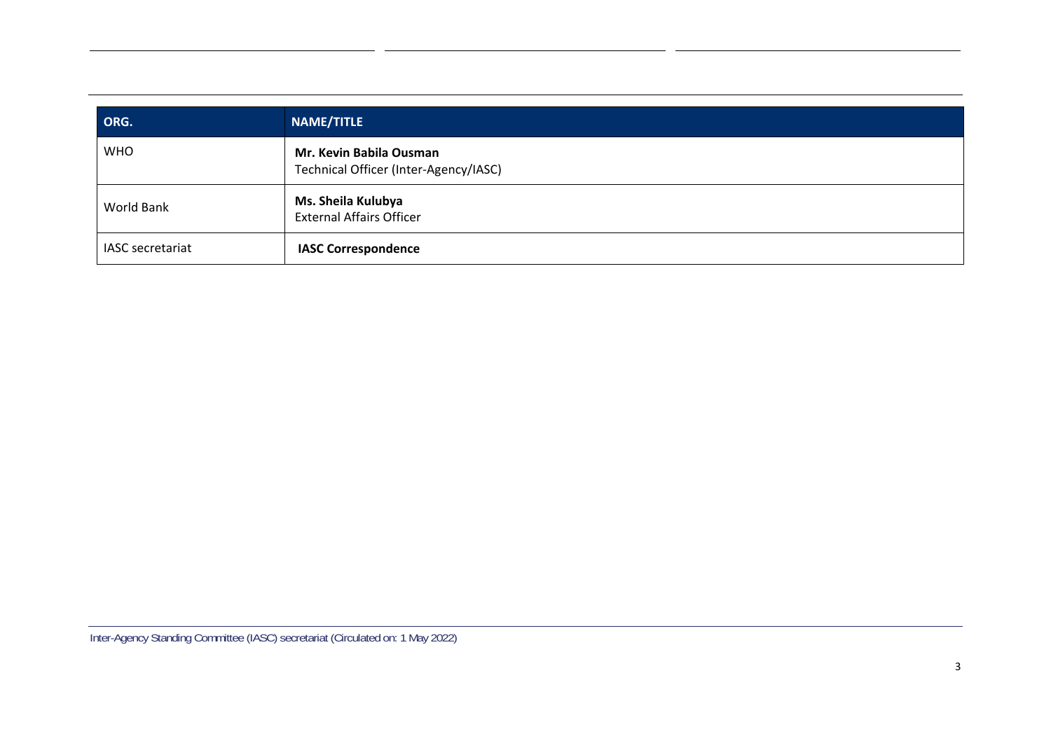| ORG. | NAME/TITLE |
|---|---|
| WHO | **Mr. Kevin Babila Ousman**<br>Technical Officer (Inter-Agency/IASC) |
| World Bank | **Ms. Sheila Kulubya**<br>External Affairs Officer |
| IASC secretariat | **IASC Correspondence** |

Inter-Agency Standing Committee (IASC) secretariat (Circulated on: 1 May 2022)